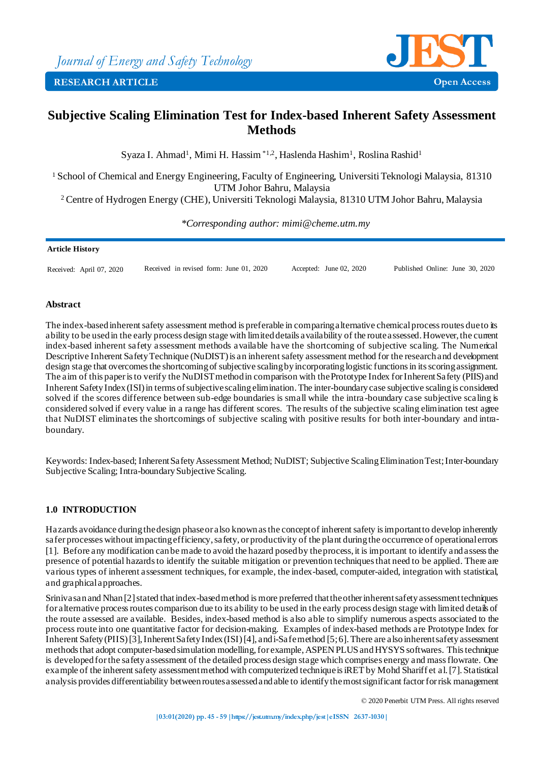Journal of Energy and Safety Technology

RESEARCH ARTICLE — Open Access

# Subjective Scaling Elimination Test for Index-based Inherent Safety Assessment Methods

Syaza I. Ahmad[1], Mimi H. Hassim*[1,2], Haslenda Hashim[1], Roslina Rashid[1]

[1] School of Chemical and Energy Engineering, Faculty of Engineering, Universiti Teknologi Malaysia, 81310 UTM Johor Bahru, Malaysia

[2] Centre of Hydrogen Energy (CHE), Universiti Teknologi Malaysia, 81310 UTM Johor Bahru, Malaysia

*Corresponding author: mimi@cheme.utm.my*

**Article History**

Received: April 07, 2020 | Received in revised form: June 01, 2020 | Accepted: June 02, 2020 | Published Online: June 30, 2020

## Abstract

The index-based inherent safety assessment method is preferable in comparing alternative chemical process routes due to its ability to be used in the early process design stage with limited details availability of the route assessed. However, the current index-based inherent safety assessment methods available have the shortcoming of subjective scaling. The Numerical Descriptive Inherent Safety Technique (NuDIST) is an inherent safety assessment method for the research and development design stage that overcomes the shortcoming of subjective scaling by incorporating logistic functions in its scoring assignment. The aim of this paper is to verify the NuDIST method in comparison with the Prototype Index for Inherent Safety (PIIS) and Inherent Safety Index (ISI) in terms of subjective scaling elimination. The inter-boundary case subjective scaling is considered solved if the scores difference between sub-edge boundaries is small while the intra-boundary case subjective scaling is considered solved if every value in a range has different scores. The results of the subjective scaling elimination test agree that NuDIST eliminates the shortcomings of subjective scaling with positive results for both inter-boundary and intra-boundary.

Keywords: Index-based; Inherent Safety Assessment Method; NuDIST; Subjective Scaling Elimination Test; Inter-boundary Subjective Scaling; Intra-boundary Subjective Scaling.

## 1.0 INTRODUCTION

Hazards avoidance during the design phase or also known as the concept of inherent safety is important to develop inherently safer processes without impacting efficiency, safety, or productivity of the plant during the occurrence of operational errors [1]. Before any modification can be made to avoid the hazard posed by the process, it is important to identify and assess the presence of potential hazards to identify the suitable mitigation or prevention techniques that need to be applied. There are various types of inherent assessment techniques, for example, the index-based, computer-aided, integration with statistical, and graphical approaches.

Srinivasan and Nhan [2] stated that index-based method is more preferred that the other inherent safety assessment techniques for alternative process routes comparison due to its ability to be used in the early process design stage with limited details of the route assessed are available. Besides, index-based method is also able to simplify numerous aspects associated to the process route into one quantitative factor for decision-making. Examples of index-based methods are Prototype Index for Inherent Safety (PIIS) [3], Inherent Safety Index (ISI) [4], and i-Safe method [5; 6]. There are also inherent safety assessment methods that adopt computer-based simulation modelling, for example, ASPEN PLUS and HYSYS softwares. This technique is developed for the safety assessment of the detailed process design stage which comprises energy and mass flowrate. One example of the inherent safety assessment method with computerized technique is iRET by Mohd Shariff et al. [7]. Statistical analysis provides differentiability between routes assessed and able to identify the most significant factor for risk management

© 2020 Penerbit UTM Press. All rights reserved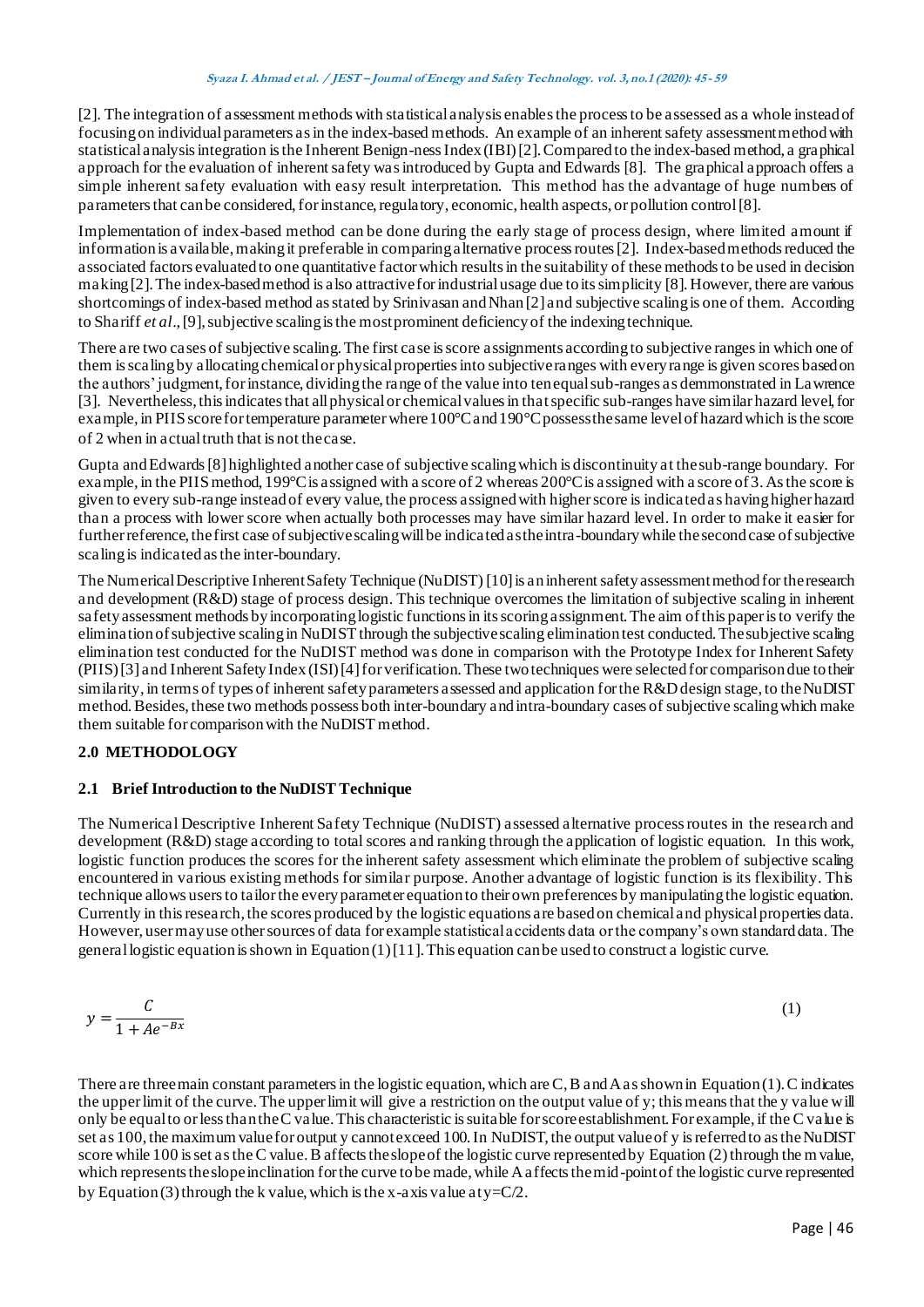[2]. The integration of assessment methods with statistical analysis enables the process to be assessed as a whole instead of focusing on individual parameters as in the index-based methods. An example of an inherent safety assessment method with statistical analysis integration is the Inherent Benign-ness Index (IBI) [2]. Compared to the index-based method, a graphical approach for the evaluation of inherent safety was introduced by Gupta and Edwards [8]. The graphical approach offers a simple inherent safety evaluation with easy result interpretation. This method has the advantage of huge numbers of parameters that can be considered, for instance, regulatory, economic, health aspects, or pollution control [8].

Implementation of index-based method can be done during the early stage of process design, where limited amount if information is available, making it preferable in comparing alternative process routes [2]. Index-based methods reduced the associated factors evaluated to one quantitative factor which results in the suitability of these methods to be used in decision making [2]. The index-based method is also attractive for industrial usage due to its simplicity [8]. However, there are various shortcomings of index-based method as stated by Srinivasan and Nhan [2] and subjective scaling is one of them. According to Shariff *et al*., [9], subjective scaling is the most prominent deficiency of the indexing technique.

There are two cases of subjective scaling. The first case is score assignments according to subjective ranges in which one of them is scaling by allocating chemical or physical properties into subjective ranges with every range is given scores based on the authors' judgment, for instance, dividing the range of the value into ten equal sub-ranges as demmonstrated in Lawrence [3]. Nevertheless, this indicates that all physical or chemical values in that specific sub-ranges have similar hazard level, for example, in PIIS score for temperature parameter where 100°C and 190°C possess the same level of hazard which is the score of 2 when in actual truth that is not the case.

Gupta and Edwards [8] highlighted another case of subjective scaling which is discontinuity at the sub-range boundary. For example, in the PIIS method, 199°C is assigned with a score of 2 whereas 200°C is assigned with a score of 3. As the score is given to every sub-range instead of every value, the process assigned with higher score is indicated as having higher hazard than a process with lower score when actually both processes may have similar hazard level. In order to make it easier for further reference, the first case of subjective scaling will be indicated as the intra-boundary while the second case of subjective scaling is indicated as the inter-boundary.

The Numerical Descriptive Inherent Safety Technique (NuDIST) [10] is an inherent safety assessment method for the research and development (R&D) stage of process design. This technique overcomes the limitation of subjective scaling in inherent safety assessment methods by incorporating logistic functions in its scoring assignment. The aim of this paper is to verify the elimination of subjective scaling in NuDIST through the subjective scaling elimination test conducted. The subjective scaling elimination test conducted for the NuDIST method was done in comparison with the Prototype Index for Inherent Safety (PIIS) [3] and Inherent Safety Index (ISI) [4] for verification. These two techniques were selected for comparison due to their similarity, in terms of types of inherent safety parameters assessed and application for the R&D design stage, to the NuDIST method. Besides, these two methods possess both inter-boundary and intra-boundary cases of subjective scaling which make them suitable for comparison with the NuDIST method.

## 2.0 METHODOLOGY

### 2.1 Brief Introduction to the NuDIST Technique

The Numerical Descriptive Inherent Safety Technique (NuDIST) assessed alternative process routes in the research and development (R&D) stage according to total scores and ranking through the application of logistic equation. In this work, logistic function produces the scores for the inherent safety assessment which eliminate the problem of subjective scaling encountered in various existing methods for similar purpose. Another advantage of logistic function is its flexibility. This technique allows users to tailor the every parameter equation to their own preferences by manipulating the logistic equation. Currently in this research, the scores produced by the logistic equations are based on chemical and physical properties data. However, user may use other sources of data for example statistical accidents data or the company's own standard data. The general logistic equation is shown in Equation (1) [11]. This equation can be used to construct a logistic curve.

$$y = \frac{C}{1 + Ae^{-Bx}} \tag{1}$$

There are three main constant parameters in the logistic equation, which are C, B and A as shown in Equation (1). C indicates the upper limit of the curve. The upper limit will give a restriction on the output value of y; this means that the y value will only be equal to or less than the C value. This characteristic is suitable for score establishment. For example, if the C value is set as 100, the maximum value for output y cannot exceed 100. In NuDIST, the output value of y is referred to as the NuDIST score while 100 is set as the C value. B affects the slope of the logistic curve represented by Equation (2) through the m value, which represents the slope inclination for the curve to be made, while A affects the mid-point of the logistic curve represented by Equation (3) through the k value, which is the x-axis value at $y = C/2$.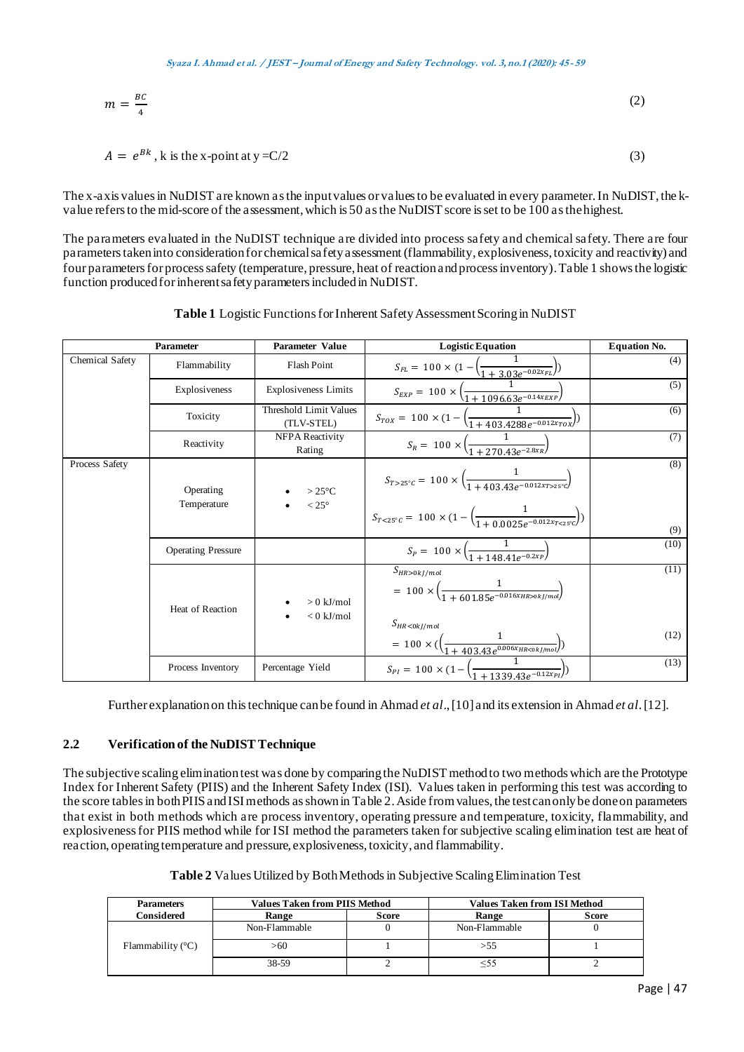$$m = \frac{BC}{4} \tag{2}$$

$$A = e^{Bk}\text{, k is the x-point at y = C/2} \tag{3}$$

The x-axis values in NuDIST are known as the input values or values to be evaluated in every parameter. In NuDIST, the k-value refers to the mid-score of the assessment, which is 50 as the NuDIST score is set to be 100 as the highest.

The parameters evaluated in the NuDIST technique are divided into process safety and chemical safety. There are four parameters taken into consideration for chemical safety assessment (flammability, explosiveness, toxicity and reactivity) and four parameters for process safety (temperature, pressure, heat of reaction and process inventory). Table 1 shows the logistic function produced for inherent safety parameters included in NuDIST.

**Table 1** Logistic Functions for Inherent Safety Assessment Scoring in NuDIST

| Parameter | | Parameter Value | Logistic Equation | Equation No. |
|---|---|---|---|---|
| Chemical Safety | Flammability | Flash Point | $S_{FL} = 100 \times (1 - \left(\frac{1}{1 + 3.03e^{-0.02x_{FL}}}\right))$ | (4) |
| | Explosiveness | Explosiveness Limits | $S_{EXP} = 100 \times \left(\frac{1}{1 + 1096.63e^{-0.14x_{EXP}}}\right)$ | (5) |
| | Toxicity | Threshold Limit Values (TLV-STEL) | $S_{TOX} = 100 \times (1 - \left(\frac{1}{1 + 403.4288e^{-0.012x_{TOX}}}\right))$ | (6) |
| | Reactivity | NFPA Reactivity Rating | $S_{R} = 100 \times \left(\frac{1}{1 + 270.43e^{-2.8x_{R}}}\right)$ | (7) |
| Process Safety | Operating Temperature | • > 25°C <br> • < 25° | $S_{T>25°C} = 100 \times \left(\frac{1}{1 + 403.43e^{-0.012x_{T>25°C}}}\right)$ <br> $S_{T<25°C} = 100 \times (1 - \left(\frac{1}{1 + 0.0025e^{-0.012x_{T<25°C}}}\right))$ | (8) <br> (9) |
| | Operating Pressure | | $S_{P} = 100 \times \left(\frac{1}{1 + 148.41e^{-0.2x_{P}}}\right)$ | (10) |
| | Heat of Reaction | • > 0 kJ/mol <br> • < 0 kJ/mol | $S_{HR>0kJ/mol} = 100 \times \left(\frac{1}{1 + 601.85e^{-0.016x_{HR>0kJ/mol}}}\right)$ <br> $S_{HR<0kJ/mol} = 100 \times (\left(\frac{1}{1 + 403.43e^{0.006x_{HR<0kJ/mol}}}\right))$ | (11) <br> (12) |
| | Process Inventory | Percentage Yield | $S_{PI} = 100 \times (1 - \left(\frac{1}{1 + 1339.43e^{-0.12x_{PI}}}\right))$ | (13) |

Further explanation on this technique can be found in Ahmad *et al*., [10] and its extension in Ahmad *et al*. [12].

### 2.2 Verification of the NuDIST Technique

The subjective scaling elimination test was done by comparing the NuDIST method to two methods which are the Prototype Index for Inherent Safety (PIIS) and the Inherent Safety Index (ISI). Values taken in performing this test was according to the score tables in both PIIS and ISI methods as shown in Table 2. Aside from values, the test can only be done on parameters that exist in both methods which are process inventory, operating pressure and temperature, toxicity, flammability, and explosiveness for PIIS method while for ISI method the parameters taken for subjective scaling elimination test are heat of reaction, operating temperature and pressure, explosiveness, toxicity, and flammability.

**Table 2** Values Utilized by Both Methods in Subjective Scaling Elimination Test

| Parameters Considered | Values Taken from PIIS Method | | Values Taken from ISI Method | |
|---|---|---|---|---|
| | Range | Score | Range | Score |
| Flammability (°C) | Non-Flammable | 0 | Non-Flammable | 0 |
| | >60 | 1 | >55 | 1 |
| | 38-59 | 2 | ≤55 | 2 |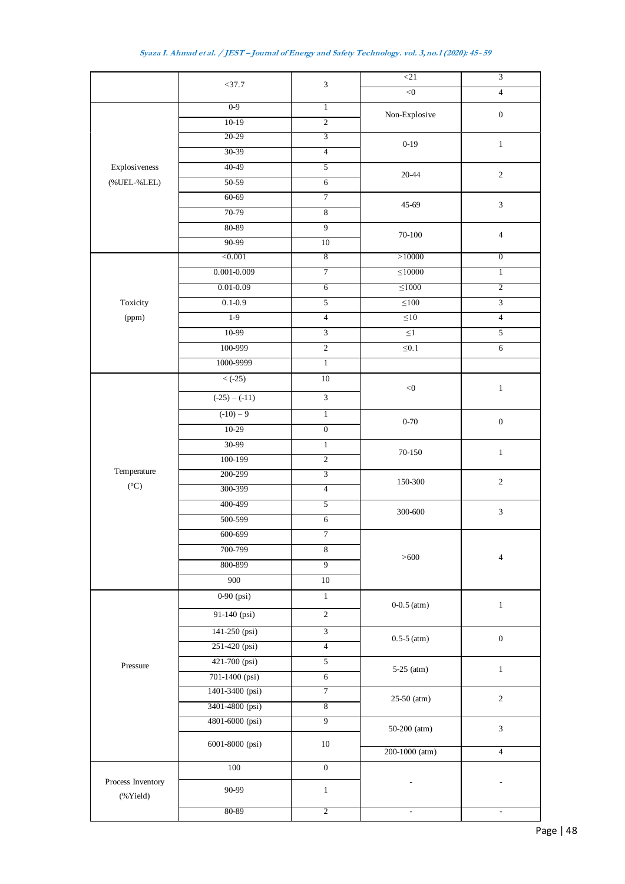|  |  |  |  |  |
|---|---|---|---|---|
|  | <37.7 | 3 | <21 | 3 |
|  |  |  | <0 | 4 |
| Explosiveness (%UEL-%LEL) | 0-9 | 1 | Non-Explosive | 0 |
|  | 10-19 | 2 |  |  |
|  | 20-29 | 3 | 0-19 | 1 |
|  | 30-39 | 4 |  |  |
|  | 40-49 | 5 | 20-44 | 2 |
|  | 50-59 | 6 |  |  |
|  | 60-69 | 7 | 45-69 | 3 |
|  | 70-79 | 8 |  |  |
|  | 80-89 | 9 | 70-100 | 4 |
|  | 90-99 | 10 |  |  |
| Toxicity (ppm) | <0.001 | 8 | >10000 | 0 |
|  | 0.001-0.009 | 7 | ≤10000 | 1 |
|  | 0.01-0.09 | 6 | ≤1000 | 2 |
|  | 0.1-0.9 | 5 | ≤100 | 3 |
|  | 1-9 | 4 | ≤10 | 4 |
|  | 10-99 | 3 | ≤1 | 5 |
|  | 100-999 | 2 | ≤0.1 | 6 |
|  | 1000-9999 | 1 |  |  |
| Temperature (°C) | < (-25) | 10 | <0 | 1 |
|  | (-25) – (-11) | 3 |  |  |
|  | (-10) – 9 | 1 | 0-70 | 0 |
|  | 10-29 | 0 |  |  |
|  | 30-99 | 1 | 70-150 | 1 |
|  | 100-199 | 2 |  |  |
|  | 200-299 | 3 | 150-300 | 2 |
|  | 300-399 | 4 |  |  |
|  | 400-499 | 5 | 300-600 | 3 |
|  | 500-599 | 6 |  |  |
|  | 600-699 | 7 | >600 | 4 |
|  | 700-799 | 8 |  |  |
|  | 800-899 | 9 |  |  |
|  | 900 | 10 |  |  |
| Pressure | 0-90 (psi) | 1 | 0-0.5 (atm) | 1 |
|  | 91-140 (psi) | 2 |  |  |
|  | 141-250 (psi) | 3 | 0.5-5 (atm) | 0 |
|  | 251-420 (psi) | 4 |  |  |
|  | 421-700 (psi) | 5 | 5-25 (atm) | 1 |
|  | 701-1400 (psi) | 6 |  |  |
|  | 1401-3400 (psi) | 7 | 25-50 (atm) | 2 |
|  | 3401-4800 (psi) | 8 |  |  |
|  | 4801-6000 (psi) | 9 | 50-200 (atm) | 3 |
|  | 6001-8000 (psi) | 10 |  |  |
|  |  |  | 200-1000 (atm) | 4 |
| Process Inventory (%Yield) | 100 | 0 | - | - |
|  | 90-99 | 1 |  |  |
|  | 80-89 | 2 | - | - |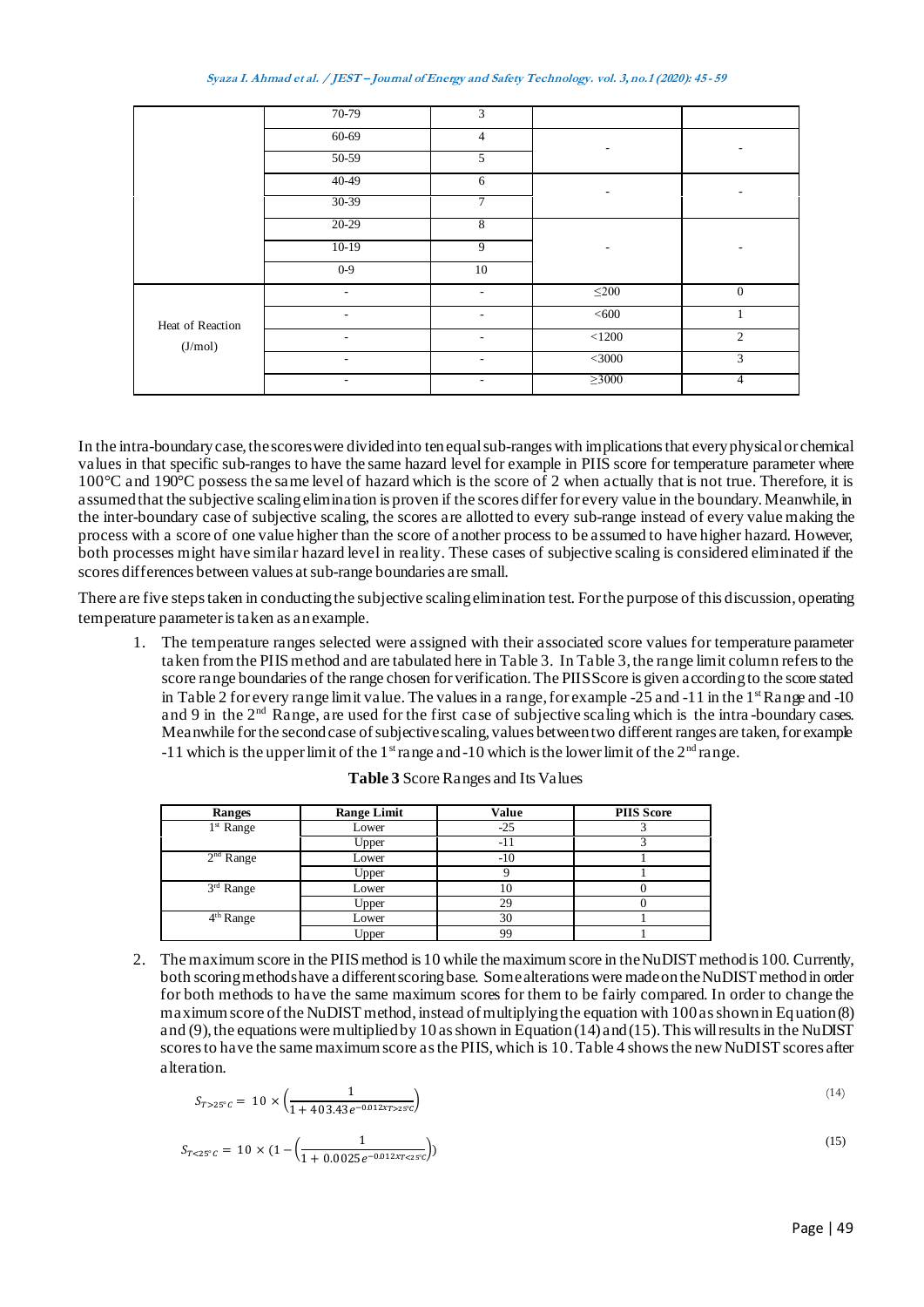|  | 70-79 | 3 |  |  |
| --- | --- | --- | --- | --- |
|  | 60-69 | 4 | - | - |
|  | 50-59 | 5 |  |  |
|  | 40-49 | 6 | - | - |
|  | 30-39 | 7 |  |  |
|  | 20-29 | 8 | - | - |
|  | 10-19 | 9 |  |  |
|  | 0-9 | 10 |  |  |
| Heat of Reaction (J/mol) | - | - | ≤200 | 0 |
|  | - | - | <600 | 1 |
|  | - | - | <1200 | 2 |
|  | - | - | <3000 | 3 |
|  | - | - | ≥3000 | 4 |

In the intra-boundary case, the scores were divided into ten equal sub-ranges with implications that every physical or chemical values in that specific sub-ranges to have the same hazard level for example in PIIS score for temperature parameter where 100°C and 190°C possess the same level of hazard which is the score of 2 when actually that is not true. Therefore, it is assumed that the subjective scaling elimination is proven if the scores differ for every value in the boundary. Meanwhile, in the inter-boundary case of subjective scaling, the scores are allotted to every sub-range instead of every value making the process with a score of one value higher than the score of another process to be assumed to have higher hazard. However, both processes might have similar hazard level in reality. These cases of subjective scaling is considered eliminated if the scores differences between values at sub-range boundaries are small.

There are five steps taken in conducting the subjective scaling elimination test. For the purpose of this discussion, operating temperature parameter is taken as an example.

1. The temperature ranges selected were assigned with their associated score values for temperature parameter taken from the PIIS method and are tabulated here in Table 3. In Table 3, the range limit column refers to the score range boundaries of the range chosen for verification. The PIIS Score is given according to the score stated in Table 2 for every range limit value. The values in a range, for example -25 and -11 in the 1st Range and -10 and 9 in the 2nd Range, are used for the first case of subjective scaling which is the intra-boundary cases. Meanwhile for the second case of subjective scaling, values between two different ranges are taken, for example -11 which is the upper limit of the 1st range and -10 which is the lower limit of the 2nd range.

**Table 3** Score Ranges and Its Values

| Ranges | Range Limit | Value | PIIS Score |
| --- | --- | --- | --- |
| 1st Range | Lower | -25 | 3 |
|  | Upper | -11 | 3 |
| 2nd Range | Lower | -10 | 1 |
|  | Upper | 9 | 1 |
| 3rd Range | Lower | 10 | 0 |
|  | Upper | 29 | 0 |
| 4th Range | Lower | 30 | 1 |
|  | Upper | 99 | 1 |

2. The maximum score in the PIIS method is 10 while the maximum score in the NuDIST method is 100. Currently, both scoring methods have a different scoring base. Some alterations were made on the NuDIST method in order for both methods to have the same maximum scores for them to be fairly compared. In order to change the maximum score of the NuDIST method, instead of multiplying the equation with 100 as shown in Equation (8) and (9), the equations were multiplied by 10 as shown in Equation (14) and (15). This will results in the NuDIST scores to have the same maximum score as the PIIS, which is 10. Table 4 shows the new NuDIST scores after alteration.

$$S_{T>25^{\circ}C} = 10 \times \left(\frac{1}{1 + 403.43e^{-0.012xT_{>25^{\circ}C}}}\right) \tag{14}$$

$$S_{T<25^{\circ}C} = 10 \times \left(1 - \left(\frac{1}{1 + 0.0025e^{-0.012xT_{<25^{\circ}C}}}\right)\right) \tag{15}$$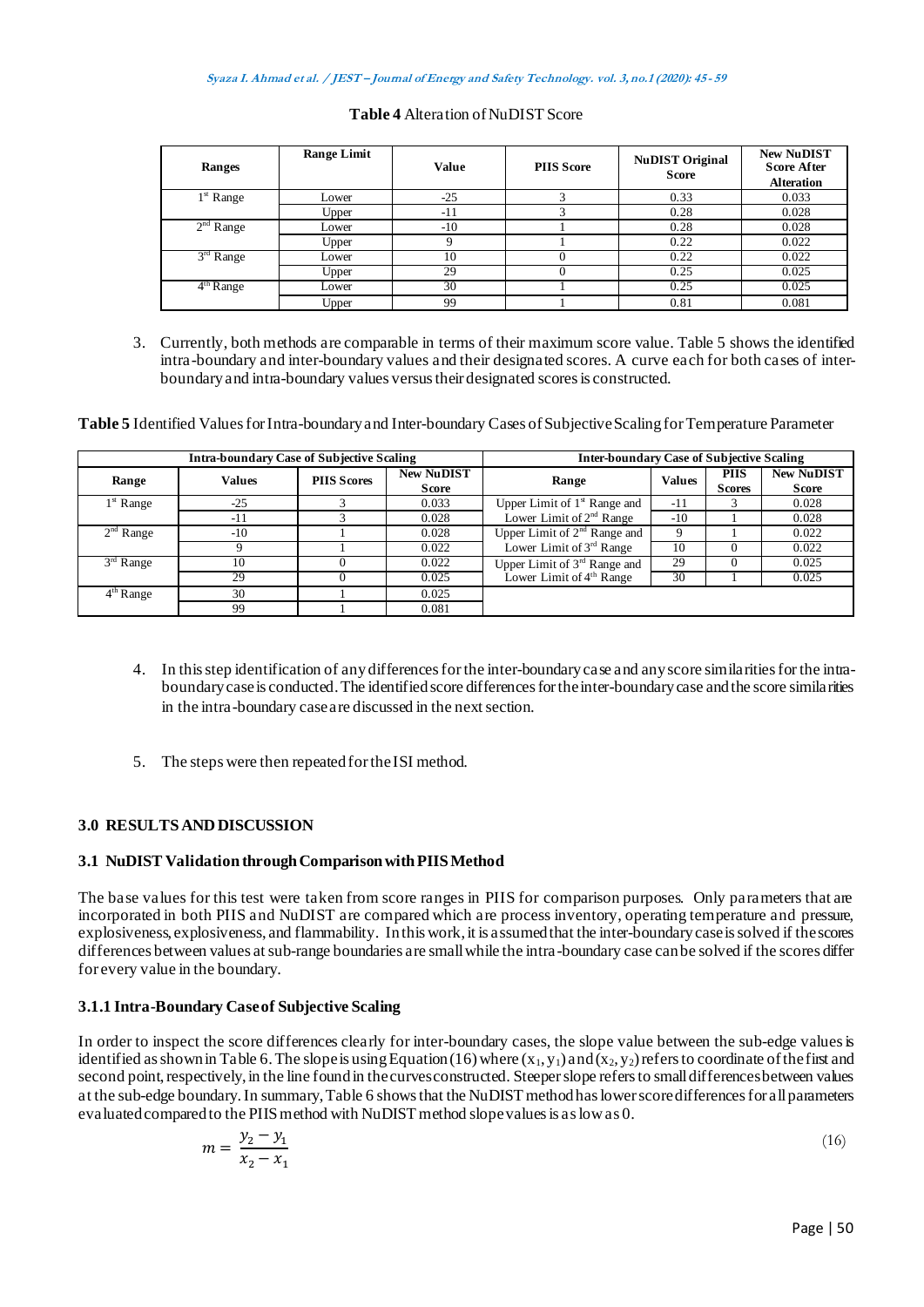**Table 4** Alteration of NuDIST Score

| Ranges | Range Limit | Value | PIIS Score | NuDIST Original Score | New NuDIST Score After Alteration |
|---|---|---|---|---|---|
| 1st Range | Lower | -25 | 3 | 0.33 | 0.033 |
| | Upper | -11 | 3 | 0.28 | 0.028 |
| 2nd Range | Lower | -10 | 1 | 0.28 | 0.028 |
| | Upper | 9 | 1 | 0.22 | 0.022 |
| 3rd Range | Lower | 10 | 0 | 0.22 | 0.022 |
| | Upper | 29 | 0 | 0.25 | 0.025 |
| 4th Range | Lower | 30 | 1 | 0.25 | 0.025 |
| | Upper | 99 | 1 | 0.81 | 0.081 |

3. Currently, both methods are comparable in terms of their maximum score value. Table 5 shows the identified intra-boundary and inter-boundary values and their designated scores. A curve each for both cases of inter-boundary and intra-boundary values versus their designated scores is constructed.

**Table 5** Identified Values for Intra-boundary and Inter-boundary Cases of Subjective Scaling for Temperature Parameter

| Intra-boundary Case of Subjective Scaling | | | | Inter-boundary Case of Subjective Scaling | | | |
|---|---|---|---|---|---|---|---|
| Range | Values | PIIS Scores | New NuDIST Score | Range | Values | PIIS Scores | New NuDIST Score |
| 1st Range | -25 | 3 | 0.033 | Upper Limit of 1st Range and | -11 | 3 | 0.028 |
| | -11 | 3 | 0.028 | Lower Limit of 2nd Range | -10 | 1 | 0.028 |
| 2nd Range | -10 | 1 | 0.028 | Upper Limit of 2nd Range and | 9 | 1 | 0.022 |
| | 9 | 1 | 0.022 | Lower Limit of 3rd Range | 10 | 0 | 0.022 |
| 3rd Range | 10 | 0 | 0.022 | Upper Limit of 3rd Range and | 29 | 0 | 0.025 |
| | 29 | 0 | 0.025 | Lower Limit of 4th Range | 30 | 1 | 0.025 |
| 4th Range | 30 | 1 | 0.025 | | | | |
| | 99 | 1 | 0.081 | | | | |

4. In this step identification of any differences for the inter-boundary case and any score similarities for the intra-boundary case is conducted. The identified score differences for the inter-boundary case and the score similarities in the intra-boundary case are discussed in the next section.

5. The steps were then repeated for the ISI method.

## 3.0 RESULTS AND DISCUSSION

### 3.1 NuDIST Validation through Comparison with PIIS Method

The base values for this test were taken from score ranges in PIIS for comparison purposes. Only parameters that are incorporated in both PIIS and NuDIST are compared which are process inventory, operating temperature and pressure, explosiveness, explosiveness, and flammability. In this work, it is assumed that the inter-boundary case is solved if the scores differences between values at sub-range boundaries are small while the intra-boundary case can be solved if the scores differ for every value in the boundary.

#### 3.1.1 Intra-Boundary Case of Subjective Scaling

In order to inspect the score differences clearly for inter-boundary cases, the slope value between the sub-edge values is identified as shown in Table 6. The slope is using Equation (16) where $(x_1, y_1)$ and $(x_2, y_2)$ refers to coordinate of the first and second point, respectively, in the line found in the curves constructed. Steeper slope refers to small differences between values at the sub-edge boundary. In summary, Table 6 shows that the NuDIST method has lower score differences for all parameters evaluated compared to the PIIS method with NuDIST method slope values is as low as 0.

$$m = \frac{y_2 - y_1}{x_2 - x_1} \tag{16}$$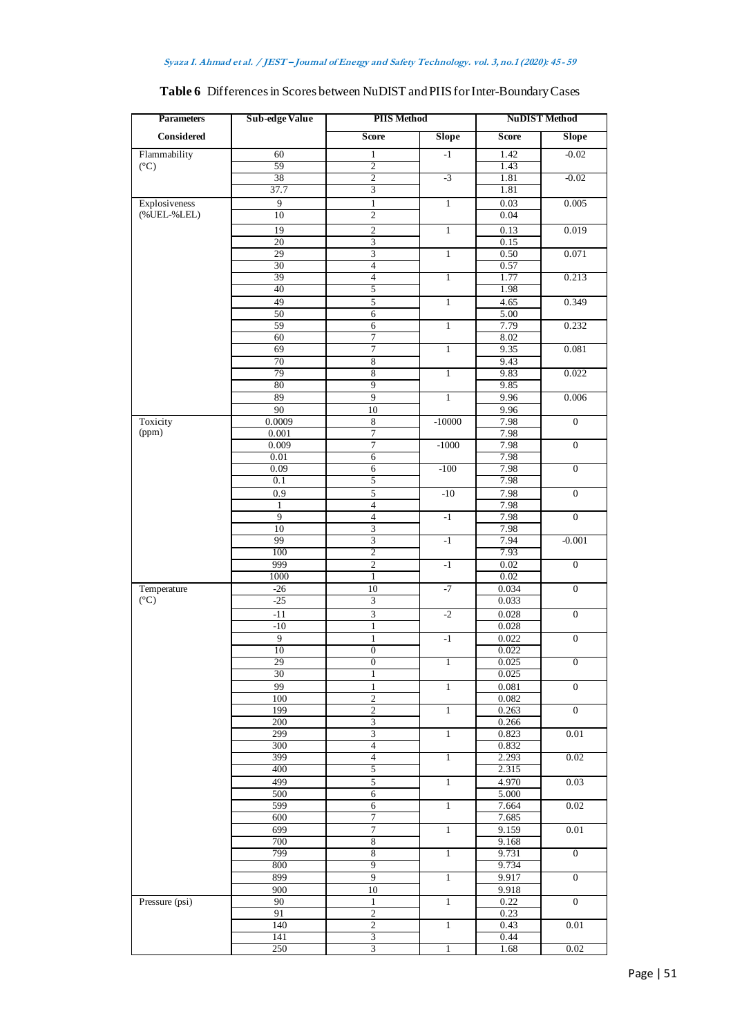**Table 6** Differences in Scores between NuDIST and PIIS for Inter-Boundary Cases

| Parameters Considered | Sub-edge Value | PIIS Method | | NuDIST Method | |
|---|---|---|---|---|---|
| | | Score | Slope | Score | Slope |
| Flammability (°C) | 60 | 1 | -1 | 1.42 | -0.02 |
| | 59 | 2 | | 1.43 | |
| | 38 | 2 | -3 | 1.81 | -0.02 |
| | 37.7 | 3 | | 1.81 | |
| Explosiveness (%UEL-%LEL) | 9 | 1 | 1 | 0.03 | 0.005 |
| | 10 | 2 | | 0.04 | |
| | 19 | 2 | 1 | 0.13 | 0.019 |
| | 20 | 3 | | 0.15 | |
| | 29 | 3 | 1 | 0.50 | 0.071 |
| | 30 | 4 | | 0.57 | |
| | 39 | 4 | 1 | 1.77 | 0.213 |
| | 40 | 5 | | 1.98 | |
| | 49 | 5 | 1 | 4.65 | 0.349 |
| | 50 | 6 | | 5.00 | |
| | 59 | 6 | 1 | 7.79 | 0.232 |
| | 60 | 7 | | 8.02 | |
| | 69 | 7 | 1 | 9.35 | 0.081 |
| | 70 | 8 | | 9.43 | |
| | 79 | 8 | 1 | 9.83 | 0.022 |
| | 80 | 9 | | 9.85 | |
| | 89 | 9 | 1 | 9.96 | 0.006 |
| | 90 | 10 | | 9.96 | |
| Toxicity (ppm) | 0.0009 | 8 | -10000 | 7.98 | 0 |
| | 0.001 | 7 | | 7.98 | |
| | 0.009 | 7 | -1000 | 7.98 | 0 |
| | 0.01 | 6 | | 7.98 | |
| | 0.09 | 6 | -100 | 7.98 | 0 |
| | 0.1 | 5 | | 7.98 | |
| | 0.9 | 5 | -10 | 7.98 | 0 |
| | 1 | 4 | | 7.98 | |
| | 9 | 4 | -1 | 7.98 | 0 |
| | 10 | 3 | | 7.98 | |
| | 99 | 3 | -1 | 7.94 | -0.001 |
| | 100 | 2 | | 7.93 | |
| | 999 | 2 | -1 | 0.02 | 0 |
| | 1000 | 1 | | 0.02 | |
| Temperature (°C) | -26 | 10 | -7 | 0.034 | 0 |
| | -25 | 3 | | 0.033 | |
| | -11 | 3 | -2 | 0.028 | 0 |
| | -10 | 1 | | 0.028 | |
| | 9 | 1 | -1 | 0.022 | 0 |
| | 10 | 0 | | 0.022 | |
| | 29 | 0 | 1 | 0.025 | 0 |
| | 30 | 1 | | 0.025 | |
| | 99 | 1 | 1 | 0.081 | 0 |
| | 100 | 2 | | 0.082 | |
| | 199 | 2 | 1 | 0.263 | 0 |
| | 200 | 3 | | 0.266 | |
| | 299 | 3 | 1 | 0.823 | 0.01 |
| | 300 | 4 | | 0.832 | |
| | 399 | 4 | 1 | 2.293 | 0.02 |
| | 400 | 5 | | 2.315 | |
| | 499 | 5 | 1 | 4.970 | 0.03 |
| | 500 | 6 | | 5.000 | |
| | 599 | 6 | 1 | 7.664 | 0.02 |
| | 600 | 7 | | 7.685 | |
| | 699 | 7 | 1 | 9.159 | 0.01 |
| | 700 | 8 | | 9.168 | |
| | 799 | 8 | 1 | 9.731 | 0 |
| | 800 | 9 | | 9.734 | |
| | 899 | 9 | 1 | 9.917 | 0 |
| | 900 | 10 | | 9.918 | |
| Pressure (psi) | 90 | 1 | 1 | 0.22 | 0 |
| | 91 | 2 | | 0.23 | |
| | 140 | 2 | 1 | 0.43 | 0.01 |
| | 141 | 3 | | 0.44 | |
| | 250 | 3 | 1 | 1.68 | 0.02 |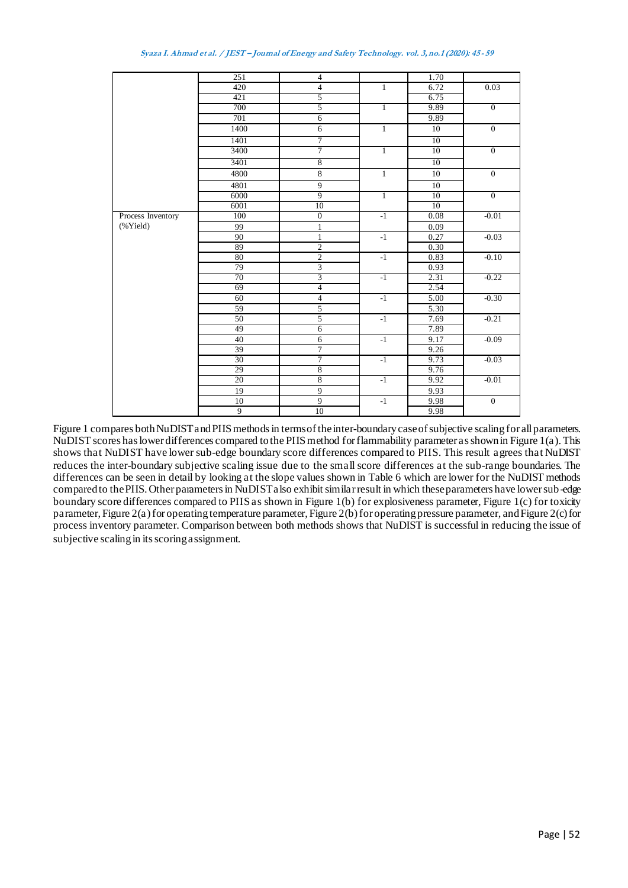| | 251 | 4 | | 1.70 | |
|---|---|---|---|---|---|
| | 420 | 4 | 1 | 6.72 | 0.03 |
| | 421 | 5 | | 6.75 | |
| | 700 | 5 | 1 | 9.89 | 0 |
| | 701 | 6 | | 9.89 | |
| | 1400 | 6 | 1 | 10 | 0 |
| | 1401 | 7 | | 10 | |
| | 3400 | 7 | 1 | 10 | 0 |
| | 3401 | 8 | | 10 | |
| | 4800 | 8 | 1 | 10 | 0 |
| | 4801 | 9 | | 10 | |
| | 6000 | 9 | 1 | 10 | 0 |
| | 6001 | 10 | | 10 | |
| Process Inventory (%Yield) | 100 | 0 | -1 | 0.08 | -0.01 |
| | 99 | 1 | | 0.09 | |
| | 90 | 1 | -1 | 0.27 | -0.03 |
| | 89 | 2 | | 0.30 | |
| | 80 | 2 | -1 | 0.83 | -0.10 |
| | 79 | 3 | | 0.93 | |
| | 70 | 3 | -1 | 2.31 | -0.22 |
| | 69 | 4 | | 2.54 | |
| | 60 | 4 | -1 | 5.00 | -0.30 |
| | 59 | 5 | | 5.30 | |
| | 50 | 5 | -1 | 7.69 | -0.21 |
| | 49 | 6 | | 7.89 | |
| | 40 | 6 | -1 | 9.17 | -0.09 |
| | 39 | 7 | | 9.26 | |
| | 30 | 7 | -1 | 9.73 | -0.03 |
| | 29 | 8 | | 9.76 | |
| | 20 | 8 | -1 | 9.92 | -0.01 |
| | 19 | 9 | | 9.93 | |
| | 10 | 9 | -1 | 9.98 | 0 |
| | 9 | 10 | | 9.98 | |

Figure 1 compares both NuDIST and PIIS methods in terms of the inter-boundary case of subjective scaling for all parameters. NuDIST scores has lower differences compared to the PIIS method for flammability parameter as shown in Figure 1(a). This shows that NuDIST have lower sub-edge boundary score differences compared to PIIS. This result agrees that NuDIST reduces the inter-boundary subjective scaling issue due to the small score differences at the sub-range boundaries. The differences can be seen in detail by looking at the slope values shown in Table 6 which are lower for the NuDIST methods compared to the PIIS. Other parameters in NuDIST also exhibit similar result in which these parameters have lower sub-edge boundary score differences compared to PIIS as shown in Figure 1(b) for explosiveness parameter, Figure 1(c) for toxicity parameter, Figure 2(a) for operating temperature parameter, Figure 2(b) for operating pressure parameter, and Figure 2(c) for process inventory parameter. Comparison between both methods shows that NuDIST is successful in reducing the issue of subjective scaling in its scoring assignment.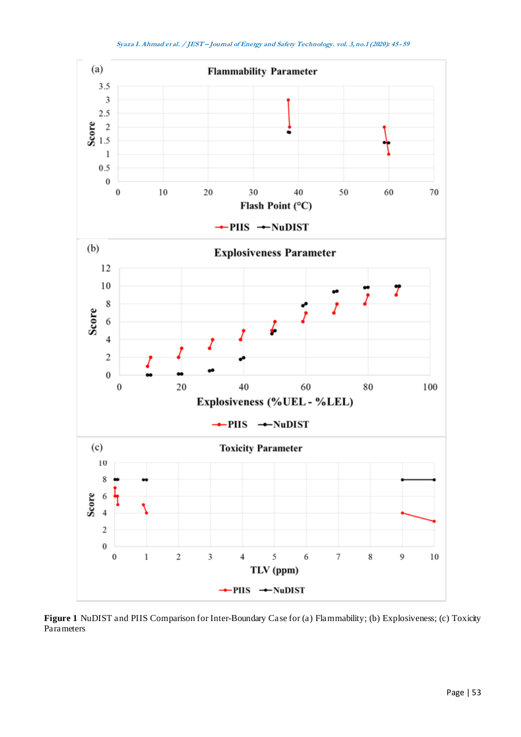**Figure 1** NuDIST and PIIS Comparison for Inter-Boundary Case for (a) Flammability; (b) Explosiveness; (c) Toxicity Parameters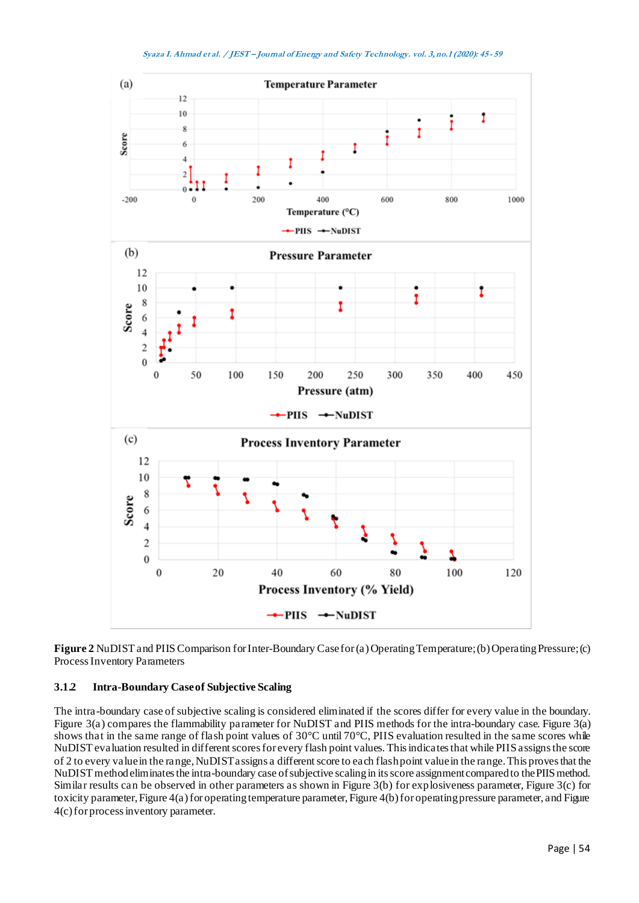**Figure 2** NuDIST and PIIS Comparison for Inter-Boundary Case for (a) Operating Temperature; (b) Operating Pressure; (c) Process Inventory Parameters

### 3.1.2 Intra-Boundary Case of Subjective Scaling

The intra-boundary case of subjective scaling is considered eliminated if the scores differ for every value in the boundary. Figure 3(a) compares the flammability parameter for NuDIST and PIIS methods for the intra-boundary case. Figure 3(a) shows that in the same range of flash point values of 30°C until 70°C, PIIS evaluation resulted in the same scores while NuDIST evaluation resulted in different scores for every flash point values. This indicates that while PIIS assigns the score of 2 to every value in the range, NuDIST assigns a different score to each flash point value in the range. This proves that the NuDIST method eliminates the intra-boundary case of subjective scaling in its score assignment compared to the PIIS method. Similar results can be observed in other parameters as shown in Figure 3(b) for explosiveness parameter, Figure 3(c) for toxicity parameter, Figure 4(a) for operating temperature parameter, Figure 4(b) for operating pressure parameter, and Figure 4(c) for process inventory parameter.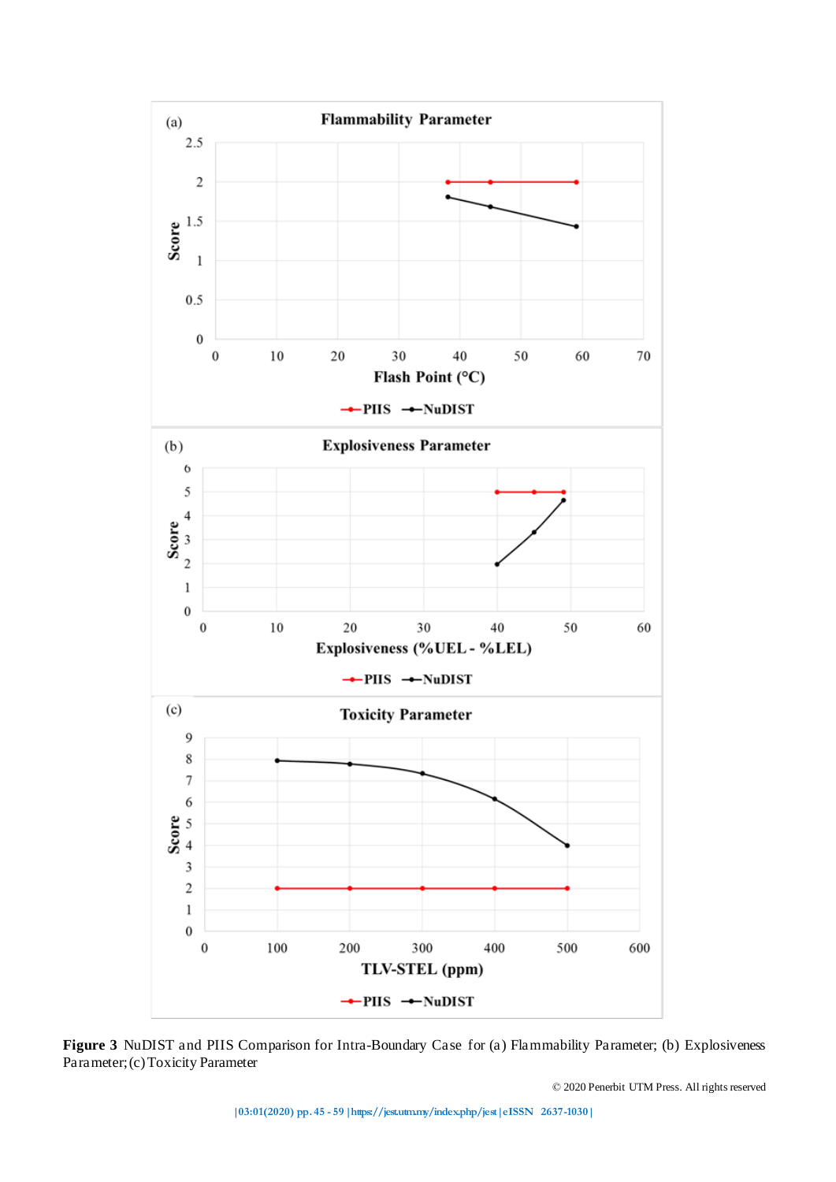**Figure 3** NuDIST and PIIS Comparison for Intra-Boundary Case for (a) Flammability Parameter; (b) Explosiveness Parameter; (c) Toxicity Parameter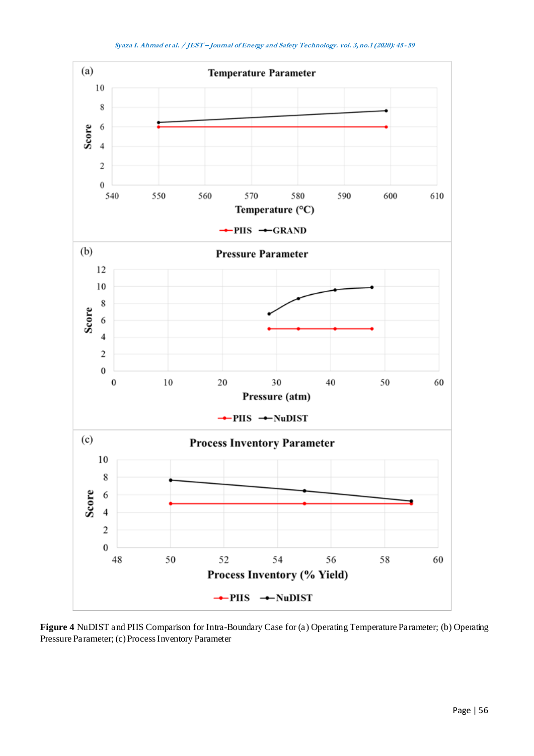Figure 4 NuDIST and PIIS Comparison for Intra-Boundary Case for (a) Operating Temperature Parameter; (b) Operating Pressure Parameter; (c) Process Inventory Parameter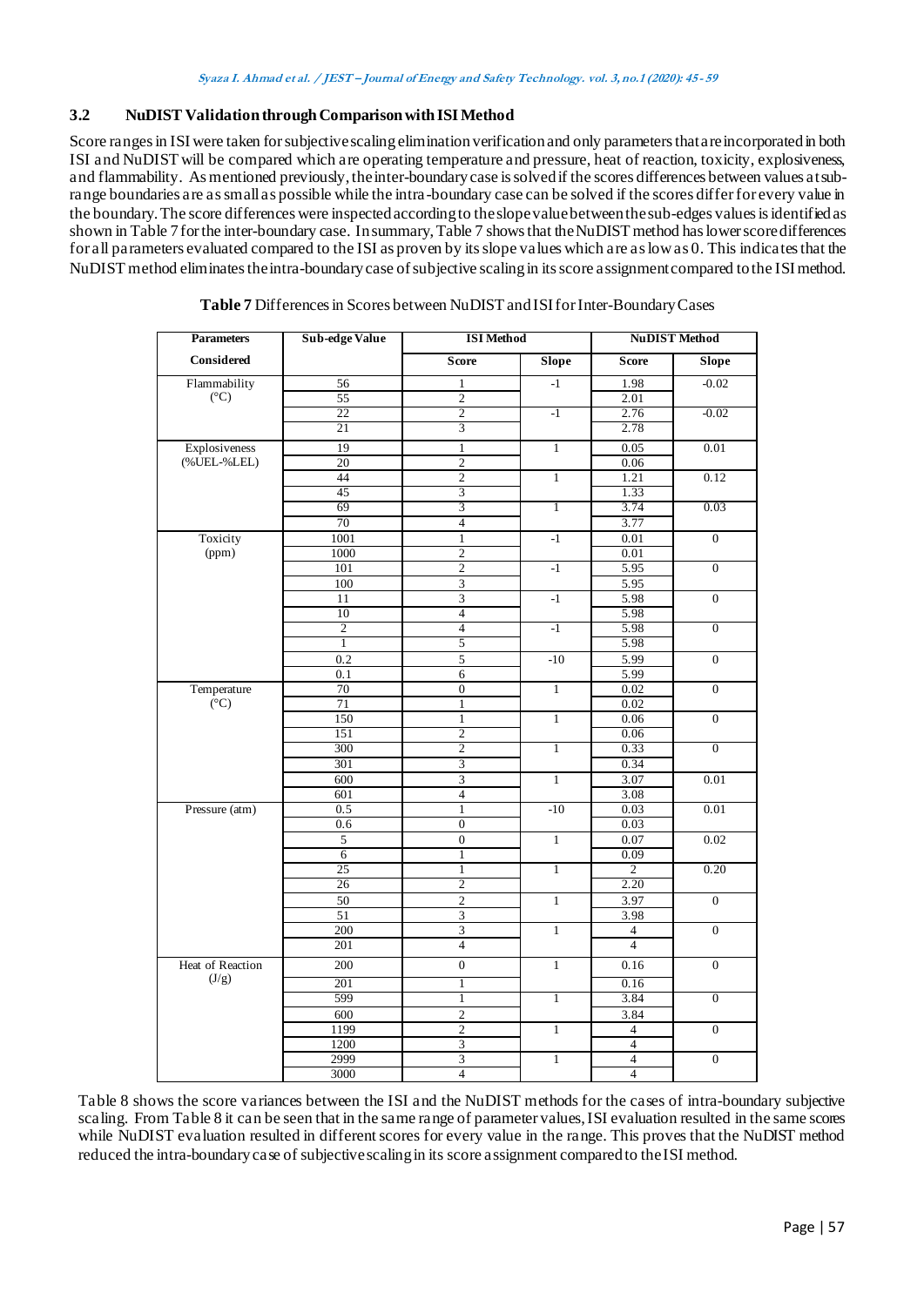### 3.2 NuDIST Validation through Comparison with ISI Method

Score ranges in ISI were taken for subjective scaling elimination verification and only parameters that are incorporated in both ISI and NuDIST will be compared which are operating temperature and pressure, heat of reaction, toxicity, explosiveness, and flammability. As mentioned previously, the inter-boundary case is solved if the scores differences between values at sub-range boundaries are as small as possible while the intra-boundary case can be solved if the scores differ for every value in the boundary. The score differences were inspected according to the slope value between the sub-edges values is identified as shown in Table 7 for the inter-boundary case. In summary, Table 7 shows that the NuDIST method has lower score differences for all parameters evaluated compared to the ISI as proven by its slope values which are as low as 0. This indicates that the NuDIST method eliminates the intra-boundary case of subjective scaling in its score assignment compared to the ISI method.

**Table 7** Differences in Scores between NuDIST and ISI for Inter-Boundary Cases

| Parameters Considered | Sub-edge Value | ISI Method | | NuDIST Method | |
|---|---|---|---|---|---|
| | | Score | Slope | Score | Slope |
| Flammability (°C) | 56 | 1 | -1 | 1.98 | -0.02 |
| | 55 | 2 | | 2.01 | |
| | 22 | 2 | -1 | 2.76 | -0.02 |
| | 21 | 3 | | 2.78 | |
| Explosiveness (%UEL-%LEL) | 19 | 1 | 1 | 0.05 | 0.01 |
| | 20 | 2 | | 0.06 | |
| | 44 | 2 | 1 | 1.21 | 0.12 |
| | 45 | 3 | | 1.33 | |
| | 69 | 3 | 1 | 3.74 | 0.03 |
| | 70 | 4 | | 3.77 | |
| Toxicity (ppm) | 1001 | 1 | -1 | 0.01 | 0 |
| | 1000 | 2 | | 0.01 | |
| | 101 | 2 | -1 | 5.95 | 0 |
| | 100 | 3 | | 5.95 | |
| | 11 | 3 | -1 | 5.98 | 0 |
| | 10 | 4 | | 5.98 | |
| | 2 | 4 | -1 | 5.98 | 0 |
| | 1 | 5 | | 5.98 | |
| | 0.2 | 5 | -10 | 5.99 | 0 |
| | 0.1 | 6 | | 5.99 | |
| Temperature (°C) | 70 | 0 | 1 | 0.02 | 0 |
| | 71 | 1 | | 0.02 | |
| | 150 | 1 | 1 | 0.06 | 0 |
| | 151 | 2 | | 0.06 | |
| | 300 | 2 | 1 | 0.33 | 0 |
| | 301 | 3 | | 0.34 | |
| | 600 | 3 | 1 | 3.07 | 0.01 |
| | 601 | 4 | | 3.08 | |
| Pressure (atm) | 0.5 | 1 | -10 | 0.03 | 0.01 |
| | 0.6 | 0 | | 0.03 | |
| | 5 | 0 | 1 | 0.07 | 0.02 |
| | 6 | 1 | | 0.09 | |
| | 25 | 1 | 1 | 2 | 0.20 |
| | 26 | 2 | | 2.20 | |
| | 50 | 2 | 1 | 3.97 | 0 |
| | 51 | 3 | | 3.98 | |
| | 200 | 3 | 1 | 4 | 0 |
| | 201 | 4 | | 4 | |
| Heat of Reaction (J/g) | 200 | 0 | 1 | 0.16 | 0 |
| | 201 | 1 | | 0.16 | |
| | 599 | 1 | 1 | 3.84 | 0 |
| | 600 | 2 | | 3.84 | |
| | 1199 | 2 | 1 | 4 | 0 |
| | 1200 | 3 | | 4 | |
| | 2999 | 3 | 1 | 4 | 0 |
| | 3000 | 4 | | 4 | |

Table 8 shows the score variances between the ISI and the NuDIST methods for the cases of intra-boundary subjective scaling. From Table 8 it can be seen that in the same range of parameter values, ISI evaluation resulted in the same scores while NuDIST evaluation resulted in different scores for every value in the range. This proves that the NuDIST method reduced the intra-boundary case of subjective scaling in its score assignment compared to the ISI method.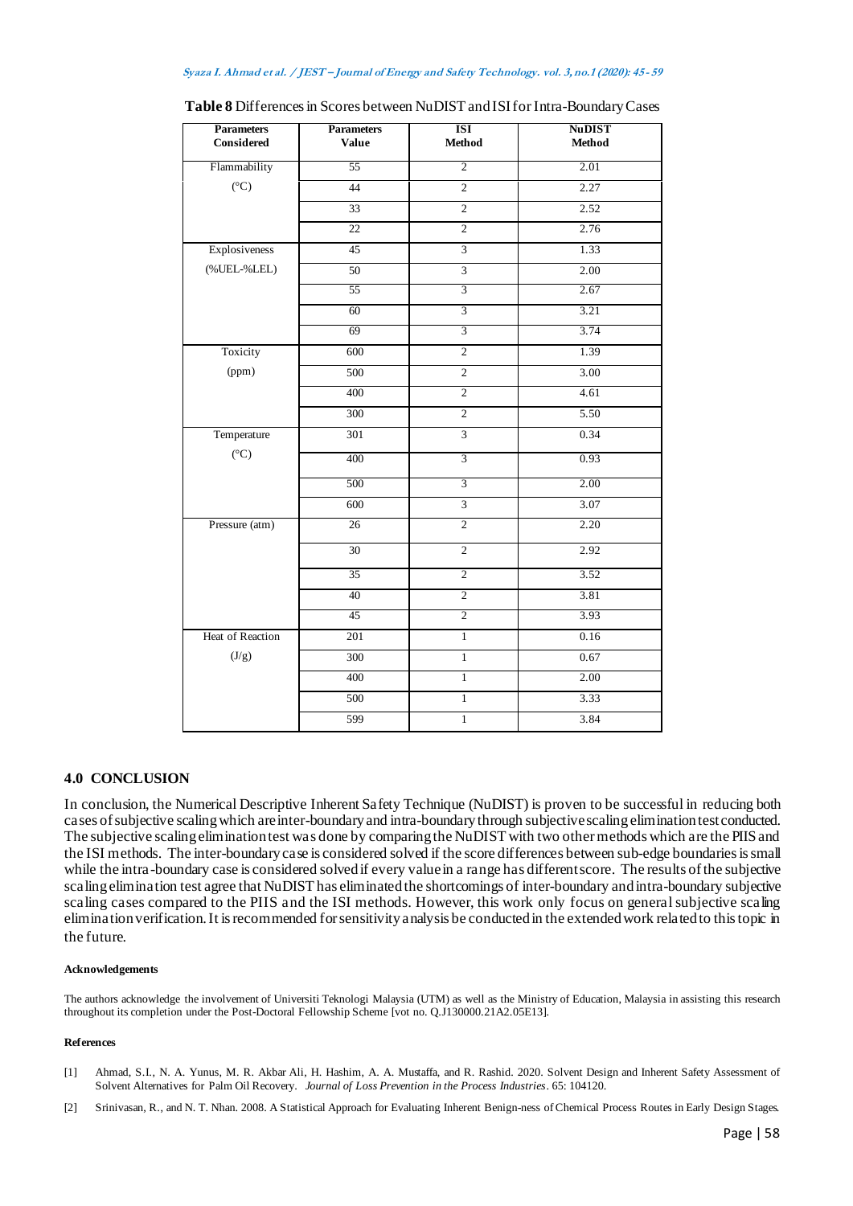**Table 8** Differences in Scores between NuDIST and ISI for Intra-Boundary Cases

| Parameters Considered | Parameters Value | ISI Method | NuDIST Method |
|---|---|---|---|
| Flammability (°C) | 55 | 2 | 2.01 |
| | 44 | 2 | 2.27 |
| | 33 | 2 | 2.52 |
| | 22 | 2 | 2.76 |
| Explosiveness (%UEL-%LEL) | 45 | 3 | 1.33 |
| | 50 | 3 | 2.00 |
| | 55 | 3 | 2.67 |
| | 60 | 3 | 3.21 |
| | 69 | 3 | 3.74 |
| Toxicity (ppm) | 600 | 2 | 1.39 |
| | 500 | 2 | 3.00 |
| | 400 | 2 | 4.61 |
| | 300 | 2 | 5.50 |
| Temperature (°C) | 301 | 3 | 0.34 |
| | 400 | 3 | 0.93 |
| | 500 | 3 | 2.00 |
| | 600 | 3 | 3.07 |
| Pressure (atm) | 26 | 2 | 2.20 |
| | 30 | 2 | 2.92 |
| | 35 | 2 | 3.52 |
| | 40 | 2 | 3.81 |
| | 45 | 2 | 3.93 |
| Heat of Reaction (J/g) | 201 | 1 | 0.16 |
| | 300 | 1 | 0.67 |
| | 400 | 1 | 2.00 |
| | 500 | 1 | 3.33 |
| | 599 | 1 | 3.84 |

## 4.0 CONCLUSION

In conclusion, the Numerical Descriptive Inherent Safety Technique (NuDIST) is proven to be successful in reducing both cases of subjective scaling which are inter-boundary and intra-boundary through subjective scaling elimination test conducted. The subjective scaling elimination test was done by comparing the NuDIST with two other methods which are the PIIS and the ISI methods. The inter-boundary case is considered solved if the score differences between sub-edge boundaries is small while the intra-boundary case is considered solved if every value in a range has different score. The results of the subjective scaling elimination test agree that NuDIST has eliminated the shortcomings of inter-boundary and intra-boundary subjective scaling cases compared to the PIIS and the ISI methods. However, this work only focus on general subjective scaling elimination verification. It is recommended for sensitivity analysis be conducted in the extended work related to this topic in the future.

#### Acknowledgements

The authors acknowledge the involvement of Universiti Teknologi Malaysia (UTM) as well as the Ministry of Education, Malaysia in assisting this research throughout its completion under the Post-Doctoral Fellowship Scheme [vot no. Q.J130000.21A2.05E13].

#### References

[1] Ahmad, S.I., N. A. Yunus, M. R. Akbar Ali, H. Hashim, A. A. Mustaffa, and R. Rashid. 2020. Solvent Design and Inherent Safety Assessment of Solvent Alternatives for Palm Oil Recovery. *Journal of Loss Prevention in the Process Industries*. 65: 104120.

[2] Srinivasan, R., and N. T. Nhan. 2008. A Statistical Approach for Evaluating Inherent Benign-ness of Chemical Process Routes in Early Design Stages.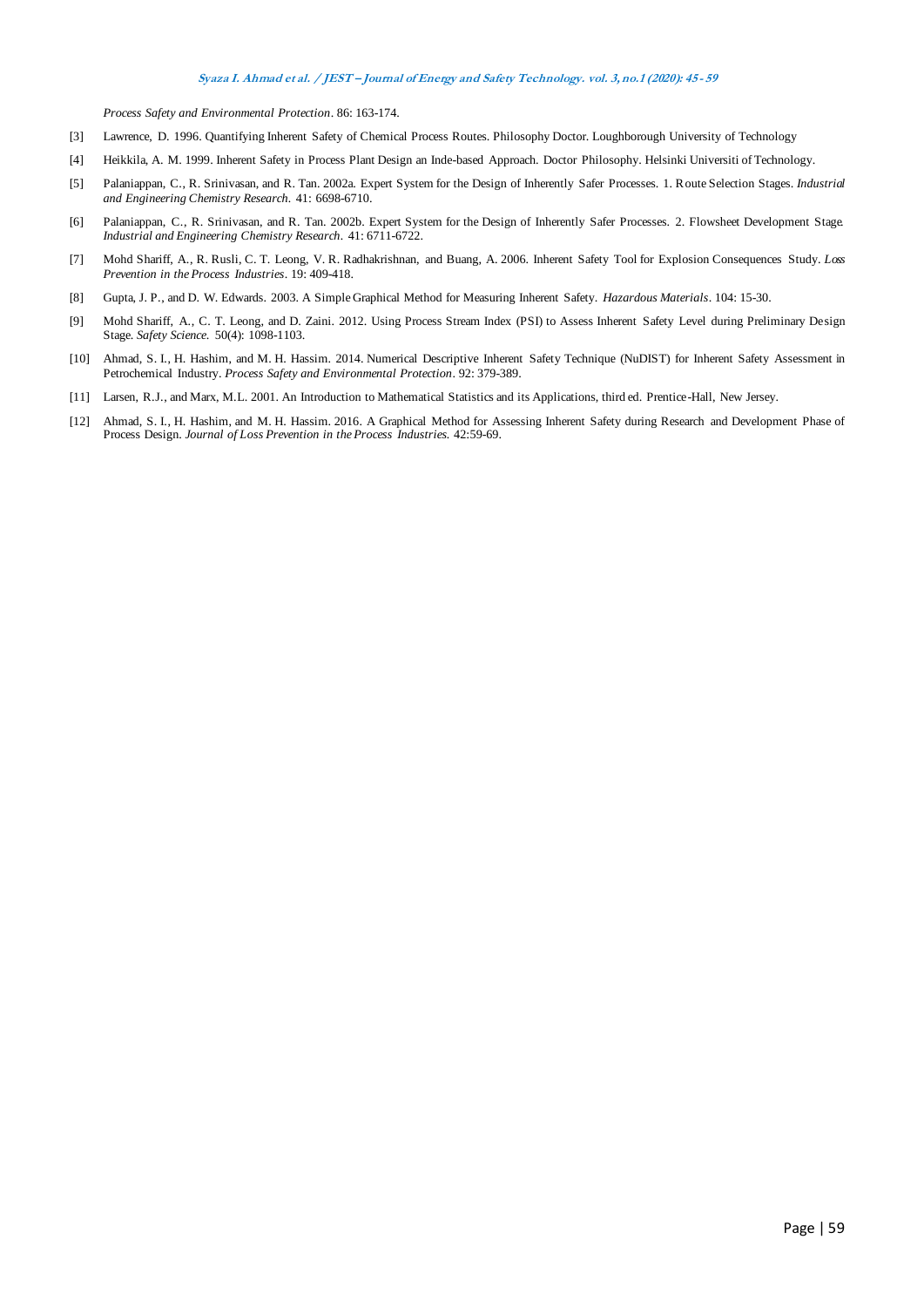*Process Safety and Environmental Protection*. 86: 163-174.

[3] Lawrence, D. 1996. Quantifying Inherent Safety of Chemical Process Routes. Philosophy Doctor. Loughborough University of Technology

[4] Heikkila, A. M. 1999. Inherent Safety in Process Plant Design an Inde-based Approach. Doctor Philosophy. Helsinki Universiti of Technology.

[5] Palaniappan, C., R. Srinivasan, and R. Tan. 2002a. Expert System for the Design of Inherently Safer Processes. 1. Route Selection Stages. *Industrial and Engineering Chemistry Research*. 41: 6698-6710.

[6] Palaniappan, C., R. Srinivasan, and R. Tan. 2002b. Expert System for the Design of Inherently Safer Processes. 2. Flowsheet Development Stage. *Industrial and Engineering Chemistry Research*. 41: 6711-6722.

[7] Mohd Shariff, A., R. Rusli, C. T. Leong, V. R. Radhakrishnan, and Buang, A. 2006. Inherent Safety Tool for Explosion Consequences Study. *Loss Prevention in the Process Industries*. 19: 409-418.

[8] Gupta, J. P., and D. W. Edwards. 2003. A Simple Graphical Method for Measuring Inherent Safety. *Hazardous Materials*. 104: 15-30.

[9] Mohd Shariff, A., C. T. Leong, and D. Zaini. 2012. Using Process Stream Index (PSI) to Assess Inherent Safety Level during Preliminary Design Stage. *Safety Science*. 50(4): 1098-1103.

[10] Ahmad, S. I., H. Hashim, and M. H. Hassim. 2014. Numerical Descriptive Inherent Safety Technique (NuDIST) for Inherent Safety Assessment in Petrochemical Industry. *Process Safety and Environmental Protection*. 92: 379-389.

[11] Larsen, R.J., and Marx, M.L. 2001. An Introduction to Mathematical Statistics and its Applications, third ed. Prentice-Hall, New Jersey.

[12] Ahmad, S. I., H. Hashim, and M. H. Hassim. 2016. A Graphical Method for Assessing Inherent Safety during Research and Development Phase of Process Design. *Journal of Loss Prevention in the Process Industries*. 42:59-69.